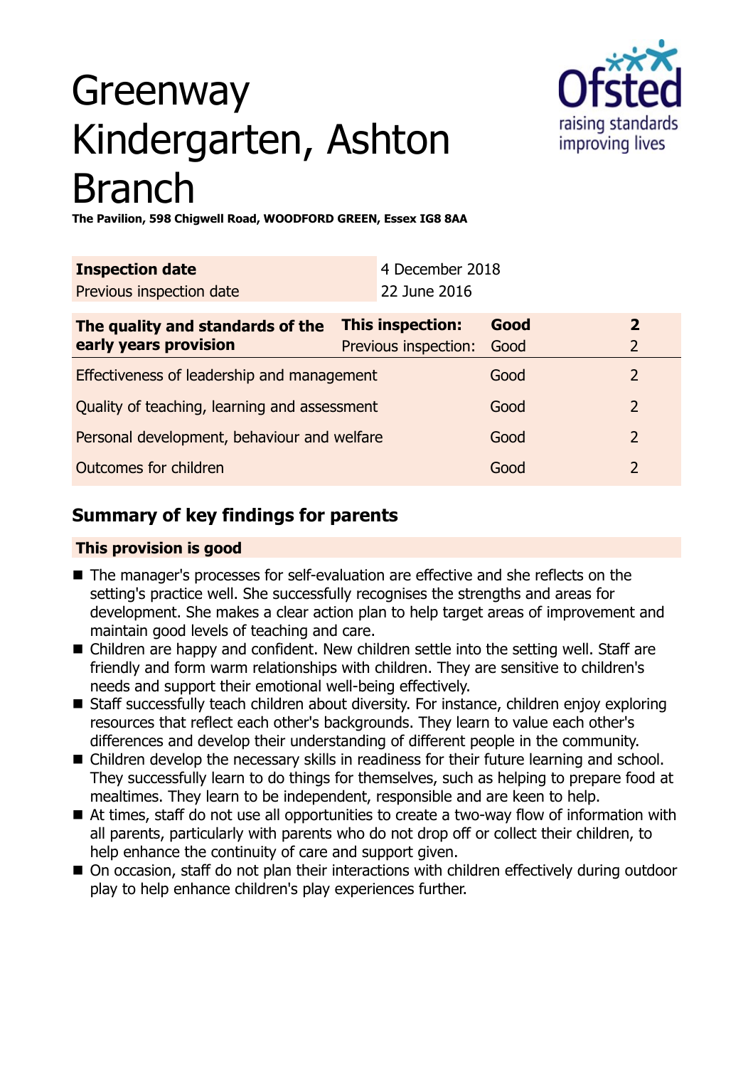# Greenway Kindergarten, Ashton Branch

**The Pavilion, 598 Chigwell Road, WOODFORD GREEN, Essex IG8 8AA**

| **Inspection date** | 4 December 2018 |
|---|---|
| Previous inspection date | 22 June 2016 |

| **The quality and standards of the early years provision** | **This inspection:** | **Good** | **2** |
|---|---|---|---|
| | Previous inspection: | Good | 2 |
| Effectiveness of leadership and management | | Good | 2 |
| Quality of teaching, learning and assessment | | Good | 2 |
| Personal development, behaviour and welfare | | Good | 2 |
| Outcomes for children | | Good | 2 |

## Summary of key findings for parents

**This provision is good**

- The manager's processes for self-evaluation are effective and she reflects on the setting's practice well. She successfully recognises the strengths and areas for development. She makes a clear action plan to help target areas of improvement and maintain good levels of teaching and care.
- Children are happy and confident. New children settle into the setting well. Staff are friendly and form warm relationships with children. They are sensitive to children's needs and support their emotional well-being effectively.
- Staff successfully teach children about diversity. For instance, children enjoy exploring resources that reflect each other's backgrounds. They learn to value each other's differences and develop their understanding of different people in the community.
- Children develop the necessary skills in readiness for their future learning and school. They successfully learn to do things for themselves, such as helping to prepare food at mealtimes. They learn to be independent, responsible and are keen to help.
- At times, staff do not use all opportunities to create a two-way flow of information with all parents, particularly with parents who do not drop off or collect their children, to help enhance the continuity of care and support given.
- On occasion, staff do not plan their interactions with children effectively during outdoor play to help enhance children's play experiences further.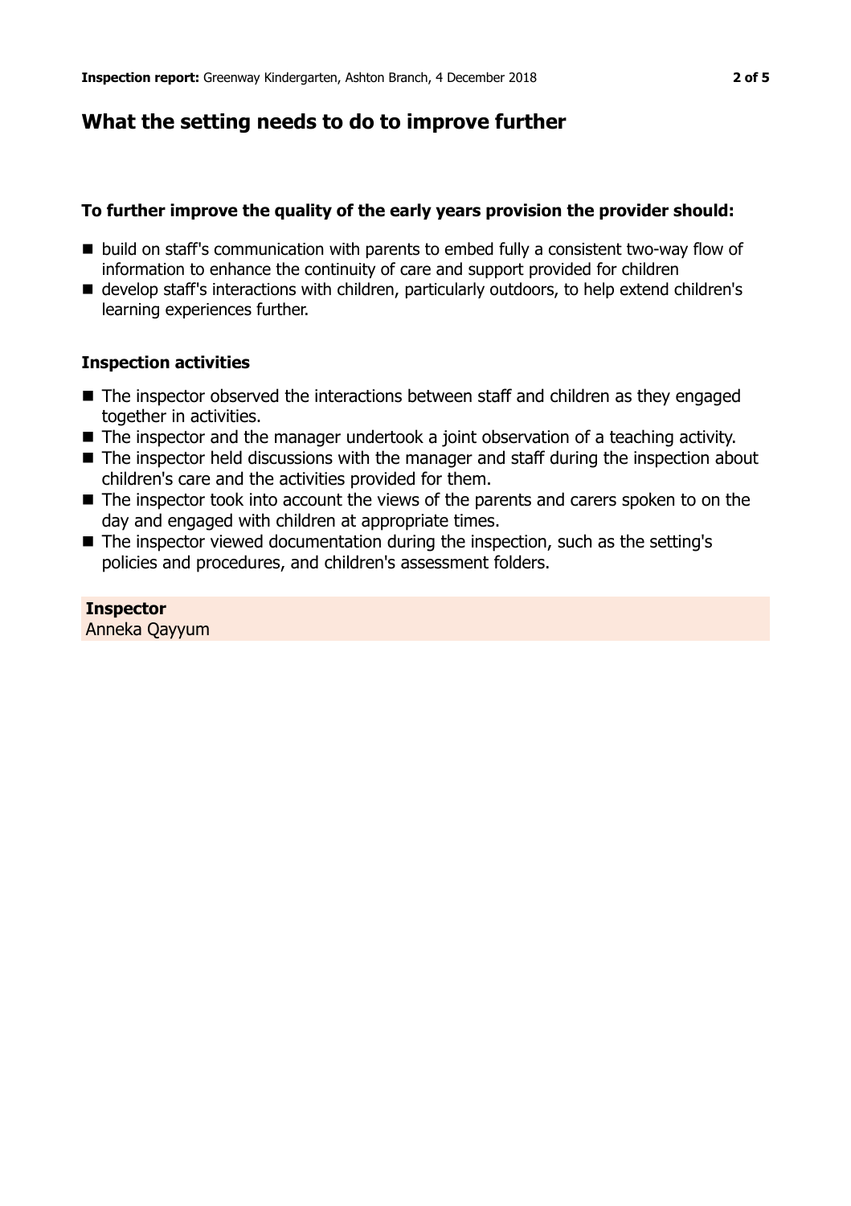## What the setting needs to do to improve further

### To further improve the quality of the early years provision the provider should:

- build on staff's communication with parents to embed fully a consistent two-way flow of information to enhance the continuity of care and support provided for children
- develop staff's interactions with children, particularly outdoors, to help extend children's learning experiences further.

### Inspection activities

- The inspector observed the interactions between staff and children as they engaged together in activities.
- The inspector and the manager undertook a joint observation of a teaching activity.
- The inspector held discussions with the manager and staff during the inspection about children's care and the activities provided for them.
- The inspector took into account the views of the parents and carers spoken to on the day and engaged with children at appropriate times.
- The inspector viewed documentation during the inspection, such as the setting's policies and procedures, and children's assessment folders.

**Inspector**
Anneka Qayyum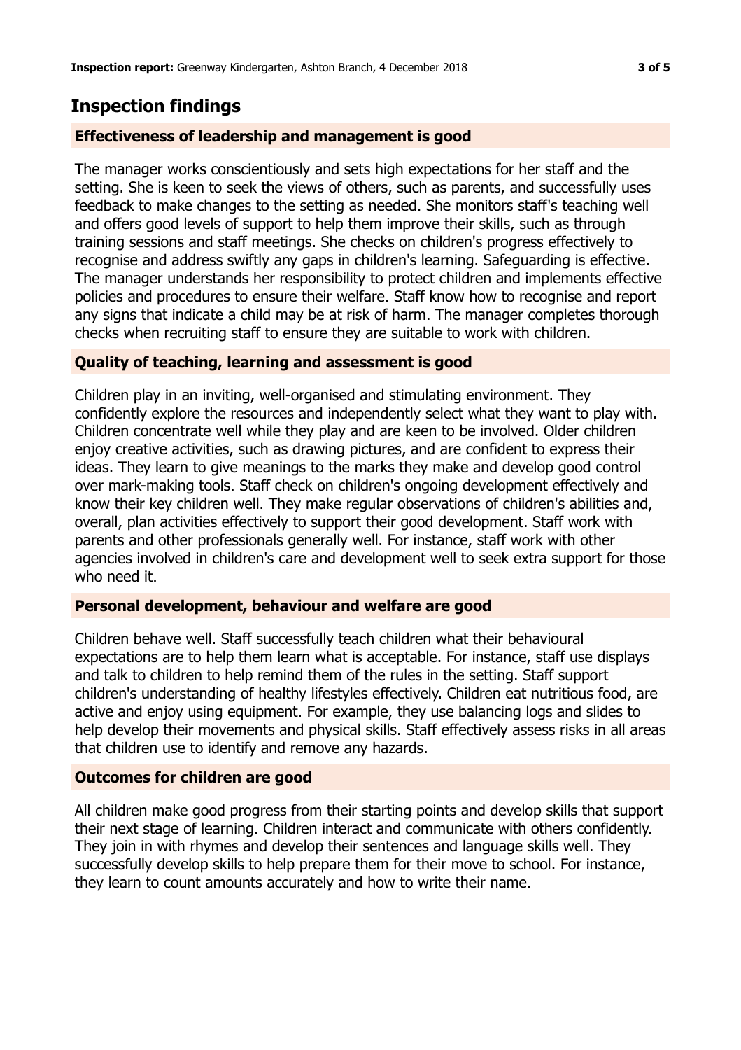## Inspection findings

### Effectiveness of leadership and management is good

The manager works conscientiously and sets high expectations for her staff and the setting. She is keen to seek the views of others, such as parents, and successfully uses feedback to make changes to the setting as needed. She monitors staff's teaching well and offers good levels of support to help them improve their skills, such as through training sessions and staff meetings. She checks on children's progress effectively to recognise and address swiftly any gaps in children's learning. Safeguarding is effective. The manager understands her responsibility to protect children and implements effective policies and procedures to ensure their welfare. Staff know how to recognise and report any signs that indicate a child may be at risk of harm. The manager completes thorough checks when recruiting staff to ensure they are suitable to work with children.

### Quality of teaching, learning and assessment is good

Children play in an inviting, well-organised and stimulating environment. They confidently explore the resources and independently select what they want to play with. Children concentrate well while they play and are keen to be involved. Older children enjoy creative activities, such as drawing pictures, and are confident to express their ideas. They learn to give meanings to the marks they make and develop good control over mark-making tools. Staff check on children's ongoing development effectively and know their key children well. They make regular observations of children's abilities and, overall, plan activities effectively to support their good development. Staff work with parents and other professionals generally well. For instance, staff work with other agencies involved in children's care and development well to seek extra support for those who need it.

### Personal development, behaviour and welfare are good

Children behave well. Staff successfully teach children what their behavioural expectations are to help them learn what is acceptable. For instance, staff use displays and talk to children to help remind them of the rules in the setting. Staff support children's understanding of healthy lifestyles effectively. Children eat nutritious food, are active and enjoy using equipment. For example, they use balancing logs and slides to help develop their movements and physical skills. Staff effectively assess risks in all areas that children use to identify and remove any hazards.

### Outcomes for children are good

All children make good progress from their starting points and develop skills that support their next stage of learning. Children interact and communicate with others confidently. They join in with rhymes and develop their sentences and language skills well. They successfully develop skills to help prepare them for their move to school. For instance, they learn to count amounts accurately and how to write their name.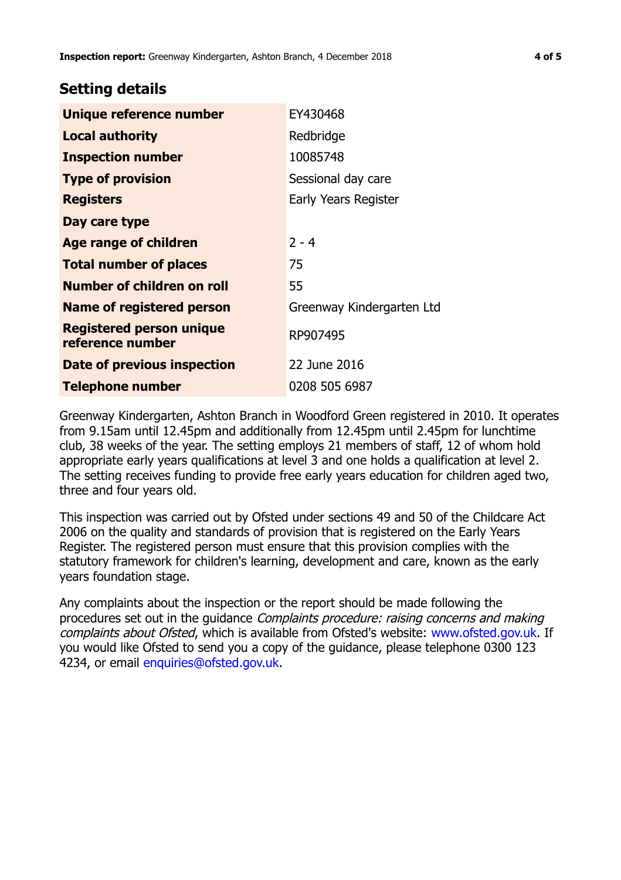## Setting details

| | |
|---|---|
| **Unique reference number** | EY430468 |
| **Local authority** | Redbridge |
| **Inspection number** | 10085748 |
| **Type of provision** | Sessional day care |
| **Registers** | Early Years Register |
| **Day care type** | |
| **Age range of children** | 2 - 4 |
| **Total number of places** | 75 |
| **Number of children on roll** | 55 |
| **Name of registered person** | Greenway Kindergarten Ltd |
| **Registered person unique reference number** | RP907495 |
| **Date of previous inspection** | 22 June 2016 |
| **Telephone number** | 0208 505 6987 |

Greenway Kindergarten, Ashton Branch in Woodford Green registered in 2010. It operates from 9.15am until 12.45pm and additionally from 12.45pm until 2.45pm for lunchtime club, 38 weeks of the year. The setting employs 21 members of staff, 12 of whom hold appropriate early years qualifications at level 3 and one holds a qualification at level 2. The setting receives funding to provide free early years education for children aged two, three and four years old.

This inspection was carried out by Ofsted under sections 49 and 50 of the Childcare Act 2006 on the quality and standards of provision that is registered on the Early Years Register. The registered person must ensure that this provision complies with the statutory framework for children's learning, development and care, known as the early years foundation stage.

Any complaints about the inspection or the report should be made following the procedures set out in the guidance *Complaints procedure: raising concerns and making complaints about Ofsted*, which is available from Ofsted's website: www.ofsted.gov.uk. If you would like Ofsted to send you a copy of the guidance, please telephone 0300 123 4234, or email enquiries@ofsted.gov.uk.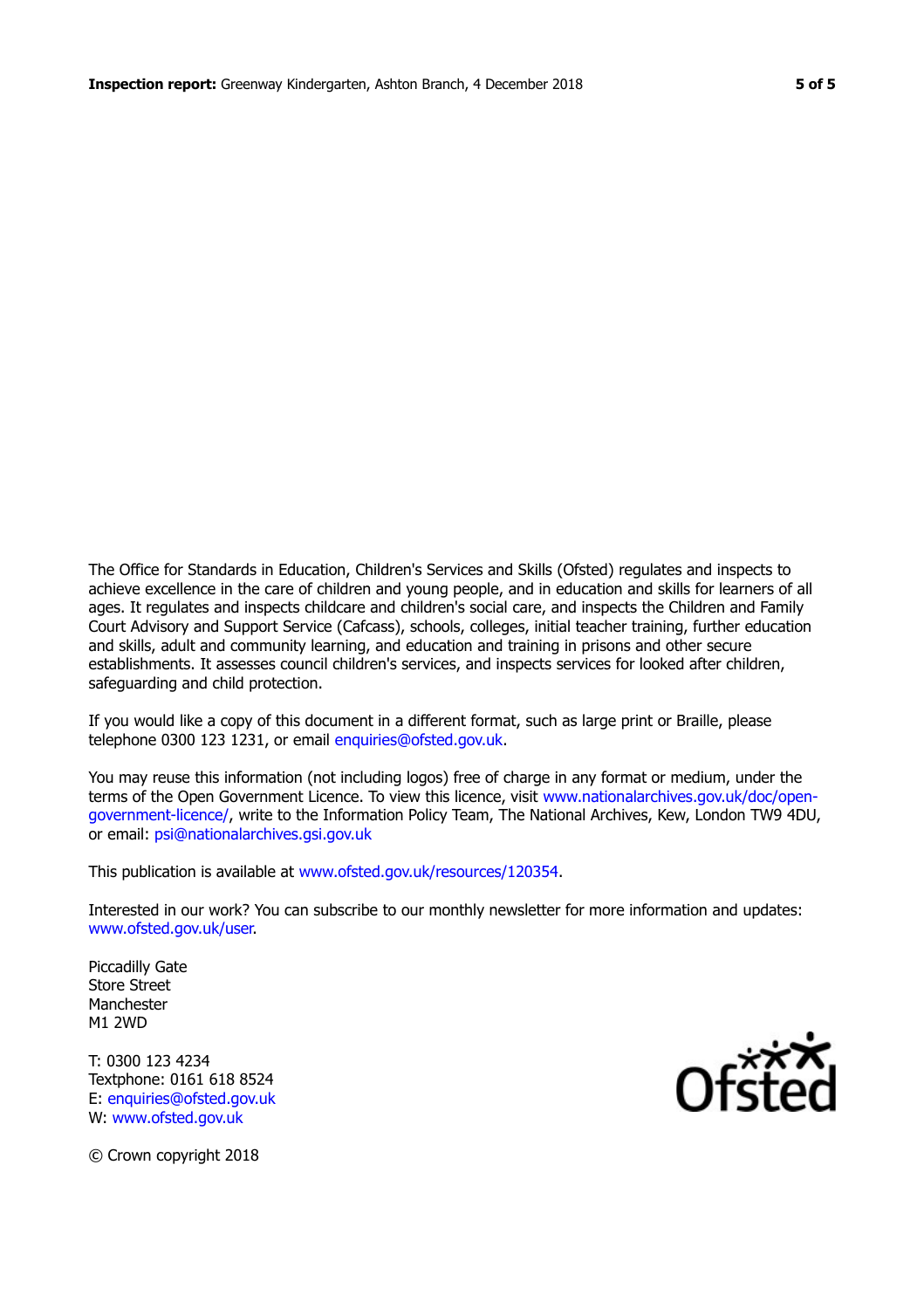The Office for Standards in Education, Children's Services and Skills (Ofsted) regulates and inspects to achieve excellence in the care of children and young people, and in education and skills for learners of all ages. It regulates and inspects childcare and children's social care, and inspects the Children and Family Court Advisory and Support Service (Cafcass), schools, colleges, initial teacher training, further education and skills, adult and community learning, and education and training in prisons and other secure establishments. It assesses council children's services, and inspects services for looked after children, safeguarding and child protection.

If you would like a copy of this document in a different format, such as large print or Braille, please telephone 0300 123 1231, or email enquiries@ofsted.gov.uk.

You may reuse this information (not including logos) free of charge in any format or medium, under the terms of the Open Government Licence. To view this licence, visit www.nationalarchives.gov.uk/doc/open-government-licence/, write to the Information Policy Team, The National Archives, Kew, London TW9 4DU, or email: psi@nationalarchives.gsi.gov.uk

This publication is available at www.ofsted.gov.uk/resources/120354.

Interested in our work? You can subscribe to our monthly newsletter for more information and updates: www.ofsted.gov.uk/user.

Piccadilly Gate
Store Street
Manchester
M1 2WD

T: 0300 123 4234
Textphone: 0161 618 8524
E: enquiries@ofsted.gov.uk
W: www.ofsted.gov.uk

Ofsted

© Crown copyright 2018